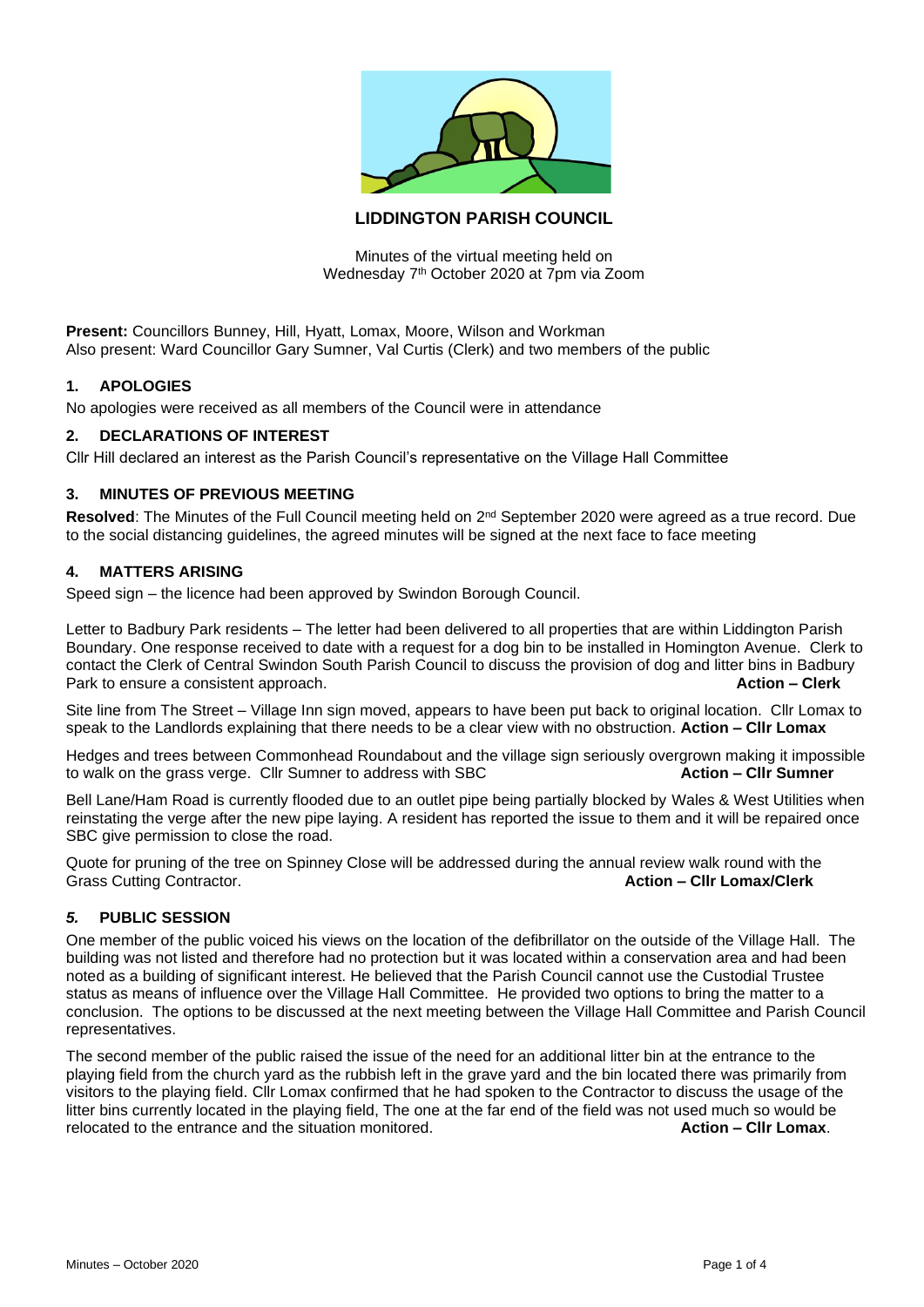# LIDDINGTON PARISH COUNCIL

Minutes of the virtual meeting held on
Wednesday 7th October 2020 at 7pm via Zoom

**Present:** Councillors Bunney, Hill, Hyatt, Lomax, Moore, Wilson and Workman
Also present: Ward Councillor Gary Sumner, Val Curtis (Clerk) and two members of the public

## 1. APOLOGIES

No apologies were received as all members of the Council were in attendance

## 2. DECLARATIONS OF INTEREST

Cllr Hill declared an interest as the Parish Council's representative on the Village Hall Committee

## 3. MINUTES OF PREVIOUS MEETING

**Resolved**: The Minutes of the Full Council meeting held on 2nd September 2020 were agreed as a true record. Due to the social distancing guidelines, the agreed minutes will be signed at the next face to face meeting

## 4. MATTERS ARISING

Speed sign – the licence had been approved by Swindon Borough Council.

Letter to Badbury Park residents – The letter had been delivered to all properties that are within Liddington Parish Boundary. One response received to date with a request for a dog bin to be installed in Homington Avenue. Clerk to contact the Clerk of Central Swindon South Parish Council to discuss the provision of dog and litter bins in Badbury Park to ensure a consistent approach. **Action – Clerk**

Site line from The Street – Village Inn sign moved, appears to have been put back to original location. Cllr Lomax to speak to the Landlords explaining that there needs to be a clear view with no obstruction. **Action – Cllr Lomax**

Hedges and trees between Commonhead Roundabout and the village sign seriously overgrown making it impossible to walk on the grass verge. Cllr Sumner to address with SBC **Action – Cllr Sumner**

Bell Lane/Ham Road is currently flooded due to an outlet pipe being partially blocked by Wales & West Utilities when reinstating the verge after the new pipe laying. A resident has reported the issue to them and it will be repaired once SBC give permission to close the road.

Quote for pruning of the tree on Spinney Close will be addressed during the annual review walk round with the Grass Cutting Contractor. **Action – Cllr Lomax/Clerk**

## *5.* PUBLIC SESSION

One member of the public voiced his views on the location of the defibrillator on the outside of the Village Hall. The building was not listed and therefore had no protection but it was located within a conservation area and had been noted as a building of significant interest. He believed that the Parish Council cannot use the Custodial Trustee status as means of influence over the Village Hall Committee. He provided two options to bring the matter to a conclusion. The options to be discussed at the next meeting between the Village Hall Committee and Parish Council representatives.

The second member of the public raised the issue of the need for an additional litter bin at the entrance to the playing field from the church yard as the rubbish left in the grave yard and the bin located there was primarily from visitors to the playing field. Cllr Lomax confirmed that he had spoken to the Contractor to discuss the usage of the litter bins currently located in the playing field, The one at the far end of the field was not used much so would be relocated to the entrance and the situation monitored. **Action – Cllr Lomax**.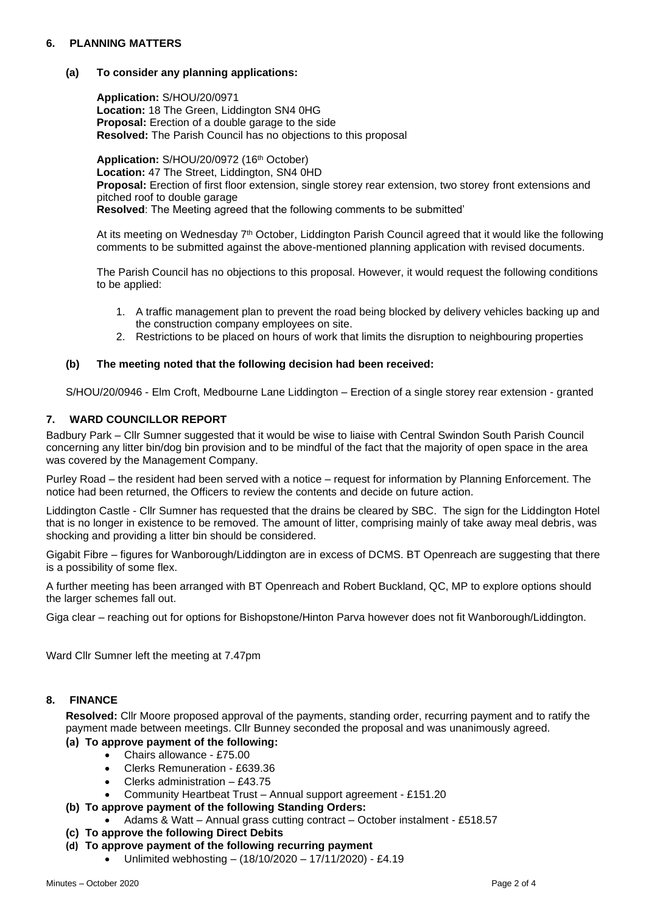## 6. PLANNING MATTERS

### (a) To consider any planning applications:

**Application:** S/HOU/20/0971
**Location:** 18 The Green, Liddington SN4 0HG
**Proposal:** Erection of a double garage to the side
**Resolved:** The Parish Council has no objections to this proposal

**Application:** S/HOU/20/0972 (16th October)
**Location:** 47 The Street, Liddington, SN4 0HD
**Proposal:** Erection of first floor extension, single storey rear extension, two storey front extensions and pitched roof to double garage
**Resolved**: The Meeting agreed that the following comments to be submitted'

At its meeting on Wednesday 7th October, Liddington Parish Council agreed that it would like the following comments to be submitted against the above-mentioned planning application with revised documents.

The Parish Council has no objections to this proposal. However, it would request the following conditions to be applied:

1. A traffic management plan to prevent the road being blocked by delivery vehicles backing up and the construction company employees on site.
2. Restrictions to be placed on hours of work that limits the disruption to neighbouring properties

### (b) The meeting noted that the following decision had been received:

S/HOU/20/0946 - Elm Croft, Medbourne Lane Liddington – Erection of a single storey rear extension - granted

## 7. WARD COUNCILLOR REPORT

Badbury Park – Cllr Sumner suggested that it would be wise to liaise with Central Swindon South Parish Council concerning any litter bin/dog bin provision and to be mindful of the fact that the majority of open space in the area was covered by the Management Company.

Purley Road – the resident had been served with a notice – request for information by Planning Enforcement. The notice had been returned, the Officers to review the contents and decide on future action.

Liddington Castle - Cllr Sumner has requested that the drains be cleared by SBC. The sign for the Liddington Hotel that is no longer in existence to be removed. The amount of litter, comprising mainly of take away meal debris, was shocking and providing a litter bin should be considered.

Gigabit Fibre – figures for Wanborough/Liddington are in excess of DCMS. BT Openreach are suggesting that there is a possibility of some flex.

A further meeting has been arranged with BT Openreach and Robert Buckland, QC, MP to explore options should the larger schemes fall out.

Giga clear – reaching out for options for Bishopstone/Hinton Parva however does not fit Wanborough/Liddington.

Ward Cllr Sumner left the meeting at 7.47pm

## 8. FINANCE

**Resolved:** Cllr Moore proposed approval of the payments, standing order, recurring payment and to ratify the payment made between meetings. Cllr Bunney seconded the proposal and was unanimously agreed.

**(a) To approve payment of the following:**
- Chairs allowance - £75.00
- Clerks Remuneration - £639.36
- Clerks administration – £43.75
- Community Heartbeat Trust – Annual support agreement - £151.20

**(b) To approve payment of the following Standing Orders:**
- Adams & Watt – Annual grass cutting contract – October instalment - £518.57

**(c) To approve the following Direct Debits**

**(d) To approve payment of the following recurring payment**
- Unlimited webhosting – (18/10/2020 – 17/11/2020) - £4.19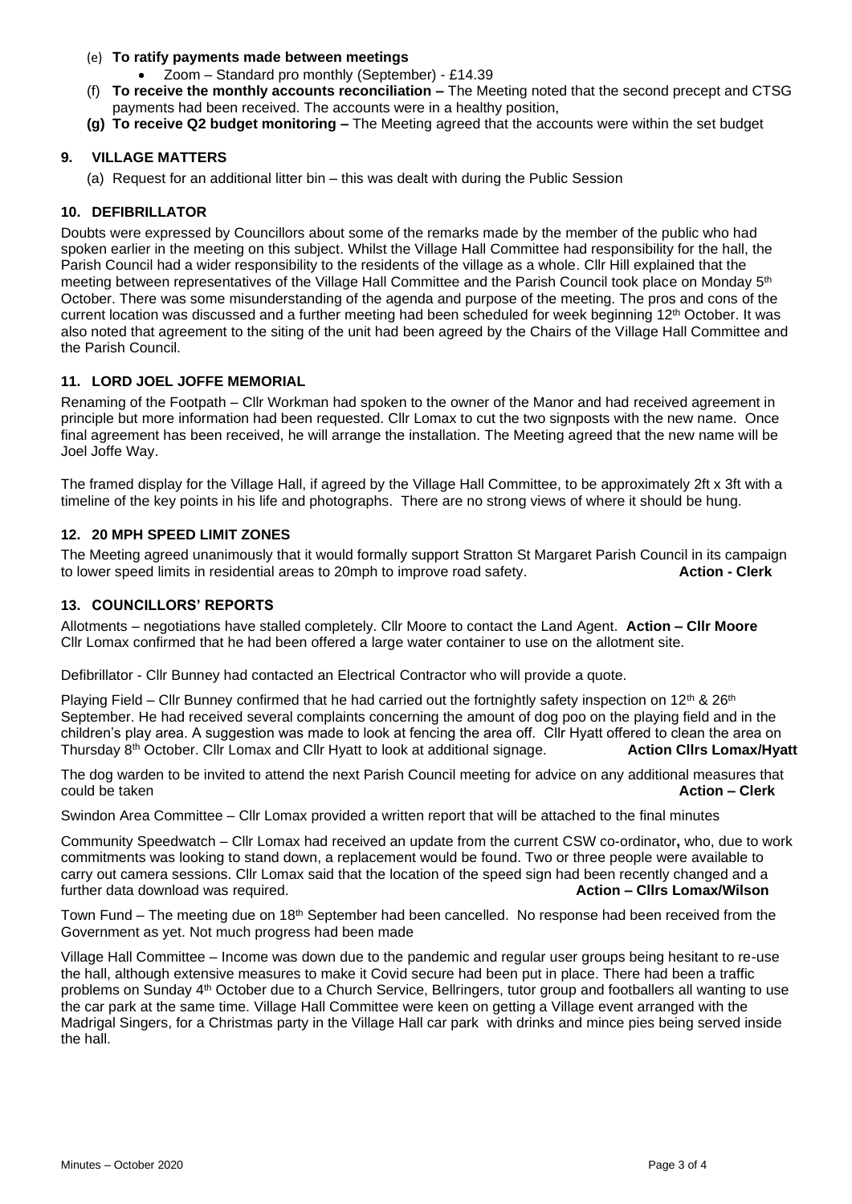(e) **To ratify payments made between meetings**
- Zoom – Standard pro monthly (September) - £14.39

(f) **To receive the monthly accounts reconciliation –** The Meeting noted that the second precept and CTSG payments had been received. The accounts were in a healthy position,

**(g) To receive Q2 budget monitoring –** The Meeting agreed that the accounts were within the set budget

## 9. VILLAGE MATTERS

(a) Request for an additional litter bin – this was dealt with during the Public Session

## 10. DEFIBRILLATOR

Doubts were expressed by Councillors about some of the remarks made by the member of the public who had spoken earlier in the meeting on this subject. Whilst the Village Hall Committee had responsibility for the hall, the Parish Council had a wider responsibility to the residents of the village as a whole. Cllr Hill explained that the meeting between representatives of the Village Hall Committee and the Parish Council took place on Monday 5th October. There was some misunderstanding of the agenda and purpose of the meeting. The pros and cons of the current location was discussed and a further meeting had been scheduled for week beginning 12th October. It was also noted that agreement to the siting of the unit had been agreed by the Chairs of the Village Hall Committee and the Parish Council.

## 11. LORD JOEL JOFFE MEMORIAL

Renaming of the Footpath – Cllr Workman had spoken to the owner of the Manor and had received agreement in principle but more information had been requested. Cllr Lomax to cut the two signposts with the new name. Once final agreement has been received, he will arrange the installation. The Meeting agreed that the new name will be Joel Joffe Way.

The framed display for the Village Hall, if agreed by the Village Hall Committee, to be approximately 2ft x 3ft with a timeline of the key points in his life and photographs. There are no strong views of where it should be hung.

## 12. 20 MPH SPEED LIMIT ZONES

The Meeting agreed unanimously that it would formally support Stratton St Margaret Parish Council in its campaign to lower speed limits in residential areas to 20mph to improve road safety. **Action - Clerk**

## 13. COUNCILLORS' REPORTS

Allotments – negotiations have stalled completely. Cllr Moore to contact the Land Agent. **Action – Cllr Moore**
Cllr Lomax confirmed that he had been offered a large water container to use on the allotment site.

Defibrillator - Cllr Bunney had contacted an Electrical Contractor who will provide a quote.

Playing Field – Cllr Bunney confirmed that he had carried out the fortnightly safety inspection on 12th & 26th September. He had received several complaints concerning the amount of dog poo on the playing field and in the children's play area. A suggestion was made to look at fencing the area off. Cllr Hyatt offered to clean the area on Thursday 8th October. Cllr Lomax and Cllr Hyatt to look at additional signage. **Action Cllrs Lomax/Hyatt**

The dog warden to be invited to attend the next Parish Council meeting for advice on any additional measures that could be taken **Action – Clerk**

Swindon Area Committee – Cllr Lomax provided a written report that will be attached to the final minutes

Community Speedwatch – Cllr Lomax had received an update from the current CSW co-ordinator**,** who, due to work commitments was looking to stand down, a replacement would be found. Two or three people were available to carry out camera sessions. Cllr Lomax said that the location of the speed sign had been recently changed and a further data download was required. **Action – Cllrs Lomax/Wilson**

Town Fund – The meeting due on 18th September had been cancelled. No response had been received from the Government as yet. Not much progress had been made

Village Hall Committee – Income was down due to the pandemic and regular user groups being hesitant to re-use the hall, although extensive measures to make it Covid secure had been put in place. There had been a traffic problems on Sunday 4th October due to a Church Service, Bellringers, tutor group and footballers all wanting to use the car park at the same time. Village Hall Committee were keen on getting a Village event arranged with the Madrigal Singers, for a Christmas party in the Village Hall car park with drinks and mince pies being served inside the hall.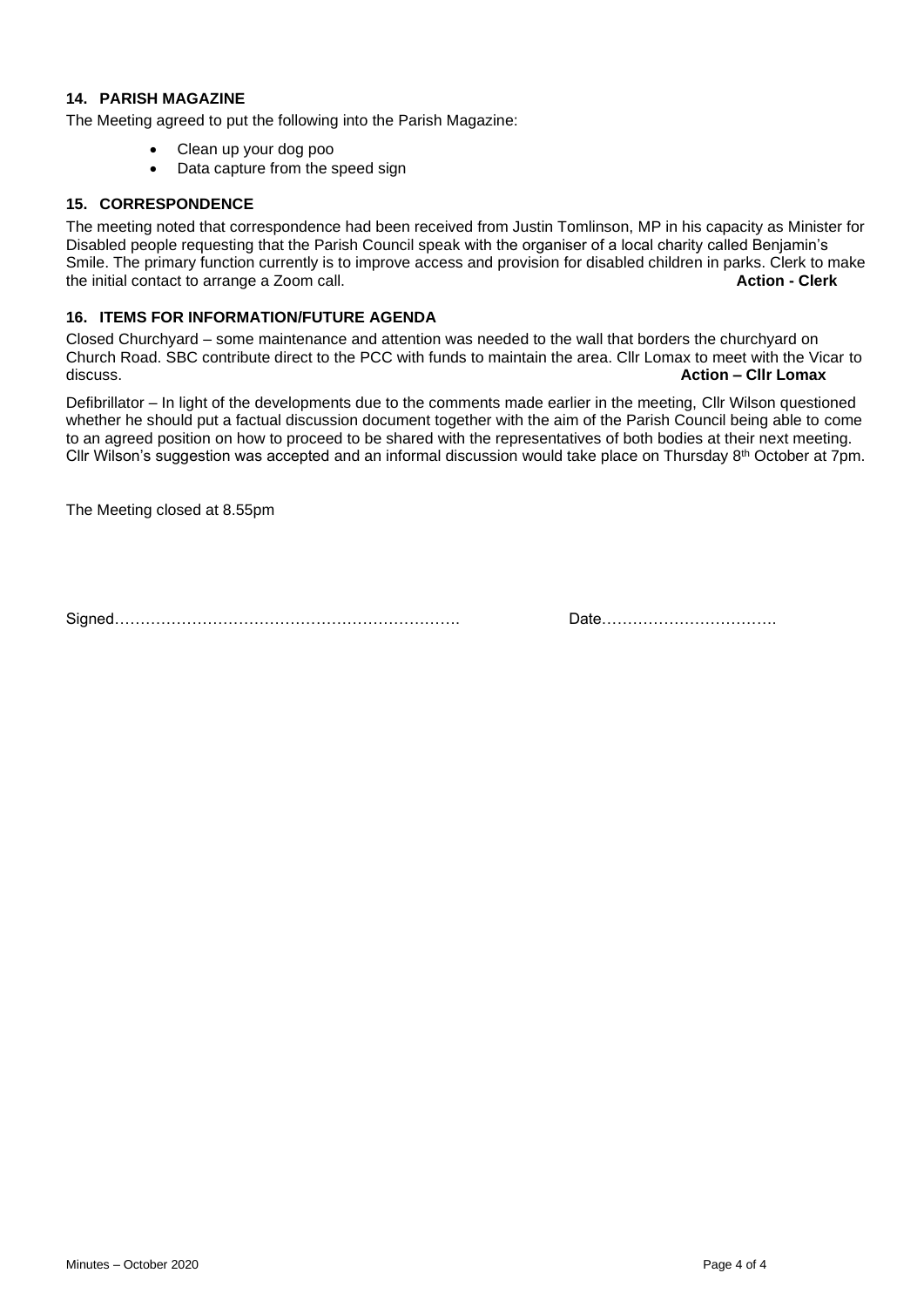## 14. PARISH MAGAZINE

The Meeting agreed to put the following into the Parish Magazine:

- Clean up your dog poo
- Data capture from the speed sign

## 15. CORRESPONDENCE

The meeting noted that correspondence had been received from Justin Tomlinson, MP in his capacity as Minister for Disabled people requesting that the Parish Council speak with the organiser of a local charity called Benjamin's Smile. The primary function currently is to improve access and provision for disabled children in parks. Clerk to make the initial contact to arrange a Zoom call. **Action - Clerk**

## 16. ITEMS FOR INFORMATION/FUTURE AGENDA

Closed Churchyard – some maintenance and attention was needed to the wall that borders the churchyard on Church Road. SBC contribute direct to the PCC with funds to maintain the area. Cllr Lomax to meet with the Vicar to discuss. **Action – Cllr Lomax**

Defibrillator – In light of the developments due to the comments made earlier in the meeting, Cllr Wilson questioned whether he should put a factual discussion document together with the aim of the Parish Council being able to come to an agreed position on how to proceed to be shared with the representatives of both bodies at their next meeting. Cllr Wilson's suggestion was accepted and an informal discussion would take place on Thursday 8th October at 7pm.

The Meeting closed at 8.55pm

Signed………………………………………………………… Date……………………………